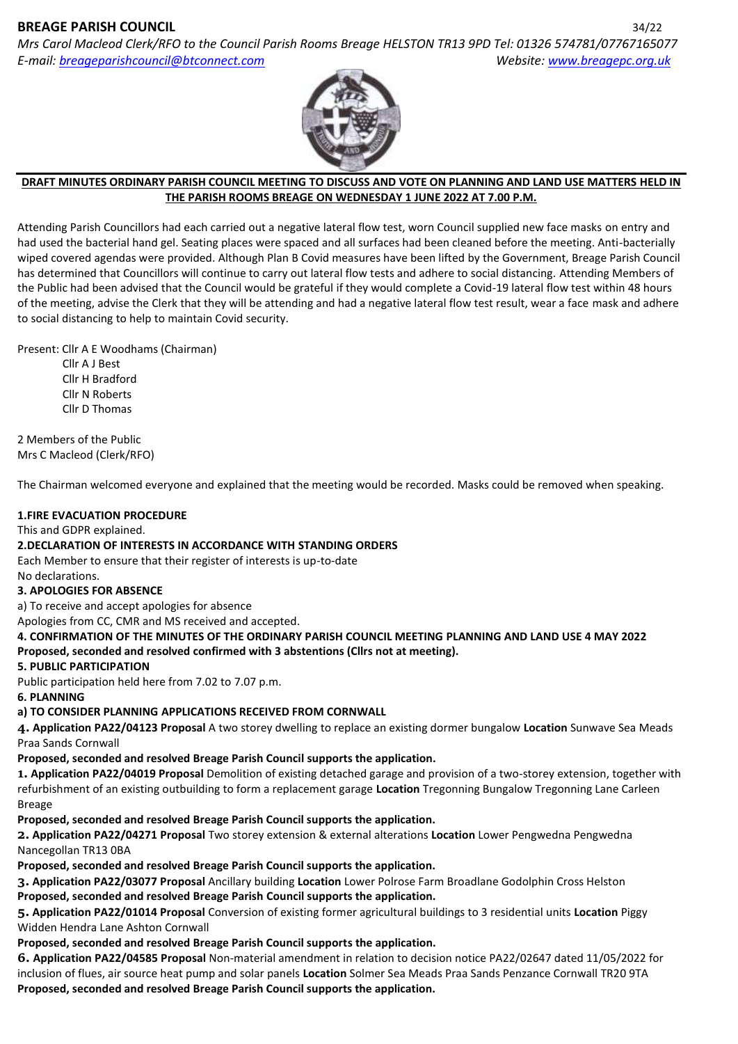# BREAGE PARISH COUNCIL

*Mrs Carol Macleod Clerk/RFO to the Council Parish Rooms Breage HELSTON TR13 9PD Tel: 01326 574781/07767165077*
*E-mail: breageparishcouncil@btconnect.com* *Website: www.breagepc.org.uk*

**DRAFT MINUTES ORDINARY PARISH COUNCIL MEETING TO DISCUSS AND VOTE ON PLANNING AND LAND USE MATTERS HELD IN THE PARISH ROOMS BREAGE ON WEDNESDAY 1 JUNE 2022 AT 7.00 P.M.**

Attending Parish Councillors had each carried out a negative lateral flow test, worn Council supplied new face masks on entry and had used the bacterial hand gel. Seating places were spaced and all surfaces had been cleaned before the meeting. Anti-bacterially wiped covered agendas were provided. Although Plan B Covid measures have been lifted by the Government, Breage Parish Council has determined that Councillors will continue to carry out lateral flow tests and adhere to social distancing. Attending Members of the Public had been advised that the Council would be grateful if they would complete a Covid-19 lateral flow test within 48 hours of the meeting, advise the Clerk that they will be attending and had a negative lateral flow test result, wear a face mask and adhere to social distancing to help to maintain Covid security.

Present: Cllr A E Woodhams (Chairman)
Cllr A J Best
Cllr H Bradford
Cllr N Roberts
Cllr D Thomas

2 Members of the Public
Mrs C Macleod (Clerk/RFO)

The Chairman welcomed everyone and explained that the meeting would be recorded. Masks could be removed when speaking.

**1.FIRE EVACUATION PROCEDURE**

This and GDPR explained.

**2.DECLARATION OF INTERESTS IN ACCORDANCE WITH STANDING ORDERS**

Each Member to ensure that their register of interests is up-to-date
No declarations.

**3. APOLOGIES FOR ABSENCE**

a) To receive and accept apologies for absence
Apologies from CC, CMR and MS received and accepted.

**4. CONFIRMATION OF THE MINUTES OF THE ORDINARY PARISH COUNCIL MEETING PLANNING AND LAND USE 4 MAY 2022**

**Proposed, seconded and resolved confirmed with 3 abstentions (Cllrs not at meeting).**

**5. PUBLIC PARTICIPATION**

Public participation held here from 7.02 to 7.07 p.m.

**6. PLANNING**

**a) TO CONSIDER PLANNING APPLICATIONS RECEIVED FROM CORNWALL**

**4. Application PA22/04123 Proposal** A two storey dwelling to replace an existing dormer bungalow **Location** Sunwave Sea Meads Praa Sands Cornwall

**Proposed, seconded and resolved Breage Parish Council supports the application.**

**1. Application PA22/04019 Proposal** Demolition of existing detached garage and provision of a two-storey extension, together with refurbishment of an existing outbuilding to form a replacement garage **Location** Tregonning Bungalow Tregonning Lane Carleen Breage

**Proposed, seconded and resolved Breage Parish Council supports the application.**

**2. Application PA22/04271 Proposal** Two storey extension & external alterations **Location** Lower Pengwedna Pengwedna Nancegollan TR13 0BA

**Proposed, seconded and resolved Breage Parish Council supports the application.**

**3. Application PA22/03077 Proposal** Ancillary building **Location** Lower Polrose Farm Broadlane Godolphin Cross Helston

**Proposed, seconded and resolved Breage Parish Council supports the application.**

**5. Application PA22/01014 Proposal** Conversion of existing former agricultural buildings to 3 residential units **Location** Piggy Widden Hendra Lane Ashton Cornwall

**Proposed, seconded and resolved Breage Parish Council supports the application.**

**6. Application PA22/04585 Proposal** Non-material amendment in relation to decision notice PA22/02647 dated 11/05/2022 for inclusion of flues, air source heat pump and solar panels **Location** Solmer Sea Meads Praa Sands Penzance Cornwall TR20 9TA

**Proposed, seconded and resolved Breage Parish Council supports the application.**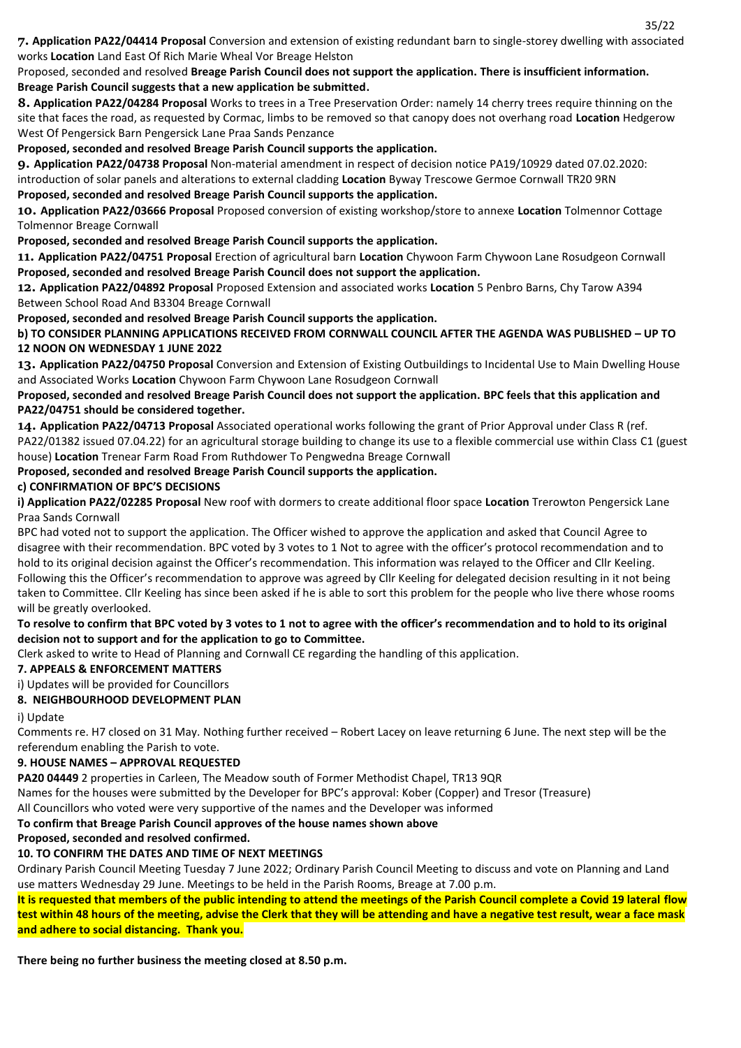**7. Application PA22/04414 Proposal** Conversion and extension of existing redundant barn to single-storey dwelling with associated works **Location** Land East Of Rich Marie Wheal Vor Breage Helston

Proposed, seconded and resolved **Breage Parish Council does not support the application. There is insufficient information. Breage Parish Council suggests that a new application be submitted.**

**8. Application PA22/04284 Proposal** Works to trees in a Tree Preservation Order: namely 14 cherry trees require thinning on the site that faces the road, as requested by Cormac, limbs to be removed so that canopy does not overhang road **Location** Hedgerow West Of Pengersick Barn Pengersick Lane Praa Sands Penzance

**Proposed, seconded and resolved Breage Parish Council supports the application.**

**9. Application PA22/04738 Proposal** Non-material amendment in respect of decision notice PA19/10929 dated 07.02.2020: introduction of solar panels and alterations to external cladding **Location** Byway Trescowe Germoe Cornwall TR20 9RN

**Proposed, seconded and resolved Breage Parish Council supports the application.**

**10. Application PA22/03666 Proposal** Proposed conversion of existing workshop/store to annexe **Location** Tolmennor Cottage Tolmennor Breage Cornwall

**Proposed, seconded and resolved Breage Parish Council supports the application.**

**11. Application PA22/04751 Proposal** Erection of agricultural barn **Location** Chywoon Farm Chywoon Lane Rosudgeon Cornwall

**Proposed, seconded and resolved Breage Parish Council does not support the application.**

**12. Application PA22/04892 Proposal** Proposed Extension and associated works **Location** 5 Penbro Barns, Chy Tarow A394 Between School Road And B3304 Breage Cornwall

**Proposed, seconded and resolved Breage Parish Council supports the application.**

**b) TO CONSIDER PLANNING APPLICATIONS RECEIVED FROM CORNWALL COUNCIL AFTER THE AGENDA WAS PUBLISHED – UP TO 12 NOON ON WEDNESDAY 1 JUNE 2022**

**13. Application PA22/04750 Proposal** Conversion and Extension of Existing Outbuildings to Incidental Use to Main Dwelling House and Associated Works **Location** Chywoon Farm Chywoon Lane Rosudgeon Cornwall

**Proposed, seconded and resolved Breage Parish Council does not support the application. BPC feels that this application and PA22/04751 should be considered together.**

**14. Application PA22/04713 Proposal** Associated operational works following the grant of Prior Approval under Class R (ref. PA22/01382 issued 07.04.22) for an agricultural storage building to change its use to a flexible commercial use within Class C1 (guest house) **Location** Trenear Farm Road From Ruthdower To Pengwedna Breage Cornwall

**Proposed, seconded and resolved Breage Parish Council supports the application.**

**c) CONFIRMATION OF BPC'S DECISIONS**

**i) Application PA22/02285 Proposal** New roof with dormers to create additional floor space **Location** Trerowton Pengersick Lane Praa Sands Cornwall

BPC had voted not to support the application. The Officer wished to approve the application and asked that Council Agree to disagree with their recommendation. BPC voted by 3 votes to 1 Not to agree with the officer's protocol recommendation and to hold to its original decision against the Officer's recommendation. This information was relayed to the Officer and Cllr Keeling. Following this the Officer's recommendation to approve was agreed by Cllr Keeling for delegated decision resulting in it not being taken to Committee. Cllr Keeling has since been asked if he is able to sort this problem for the people who live there whose rooms will be greatly overlooked.

**To resolve to confirm that BPC voted by 3 votes to 1 not to agree with the officer's recommendation and to hold to its original decision not to support and for the application to go to Committee.**

Clerk asked to write to Head of Planning and Cornwall CE regarding the handling of this application.

**7. APPEALS & ENFORCEMENT MATTERS**

i) Updates will be provided for Councillors

**8. NEIGHBOURHOOD DEVELOPMENT PLAN**

i) Update

Comments re. H7 closed on 31 May. Nothing further received – Robert Lacey on leave returning 6 June. The next step will be the referendum enabling the Parish to vote.

**9. HOUSE NAMES – APPROVAL REQUESTED**

**PA20 04449** 2 properties in Carleen, The Meadow south of Former Methodist Chapel, TR13 9QR

Names for the houses were submitted by the Developer for BPC's approval: Kober (Copper) and Tresor (Treasure)

All Councillors who voted were very supportive of the names and the Developer was informed

**To confirm that Breage Parish Council approves of the house names shown above**

**Proposed, seconded and resolved confirmed.**

**10. TO CONFIRM THE DATES AND TIME OF NEXT MEETINGS**

Ordinary Parish Council Meeting Tuesday 7 June 2022; Ordinary Parish Council Meeting to discuss and vote on Planning and Land use matters Wednesday 29 June. Meetings to be held in the Parish Rooms, Breage at 7.00 p.m.

**It is requested that members of the public intending to attend the meetings of the Parish Council complete a Covid 19 lateral flow test within 48 hours of the meeting, advise the Clerk that they will be attending and have a negative test result, wear a face mask and adhere to social distancing. Thank you.**

**There being no further business the meeting closed at 8.50 p.m.**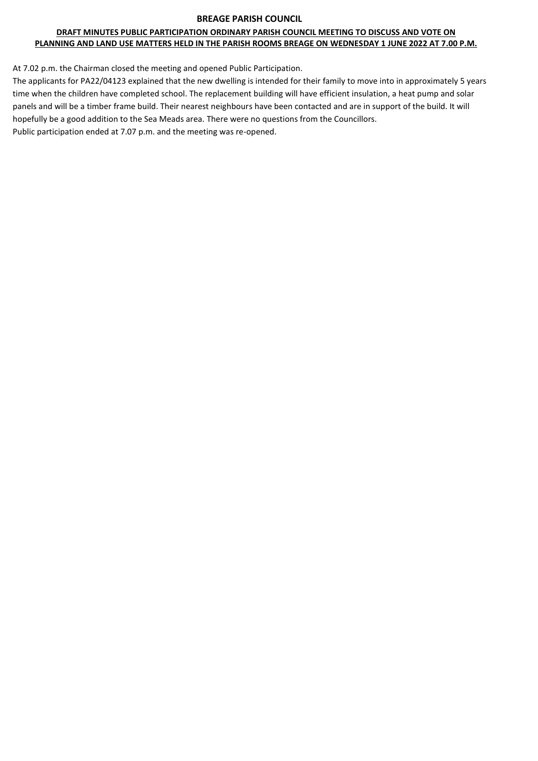**BREAGE PARISH COUNCIL**

**DRAFT MINUTES PUBLIC PARTICIPATION ORDINARY PARISH COUNCIL MEETING TO DISCUSS AND VOTE ON PLANNING AND LAND USE MATTERS HELD IN THE PARISH ROOMS BREAGE ON WEDNESDAY 1 JUNE 2022 AT 7.00 P.M.**

At 7.02 p.m. the Chairman closed the meeting and opened Public Participation.

The applicants for PA22/04123 explained that the new dwelling is intended for their family to move into in approximately 5 years time when the children have completed school. The replacement building will have efficient insulation, a heat pump and solar panels and will be a timber frame build. Their nearest neighbours have been contacted and are in support of the build. It will hopefully be a good addition to the Sea Meads area. There were no questions from the Councillors.

Public participation ended at 7.07 p.m. and the meeting was re-opened.